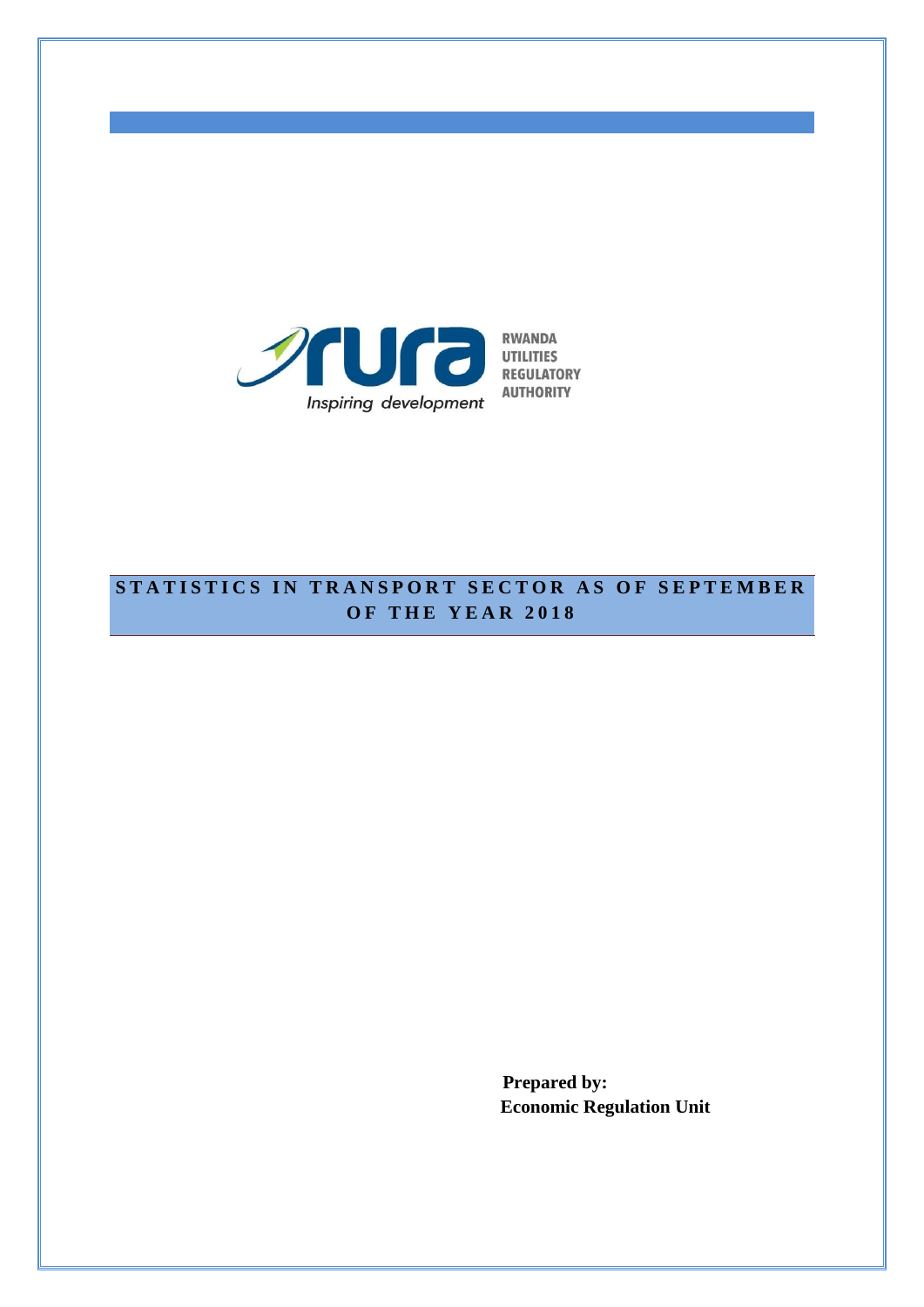RWANDA UTILITIES REGULATORY AUTHORITY

*Inspiring development*

# STATISTICS IN TRANSPORT SECTOR AS OF SEPTEMBER OF THE YEAR 2018

**Prepared by:**
**Economic Regulation Unit**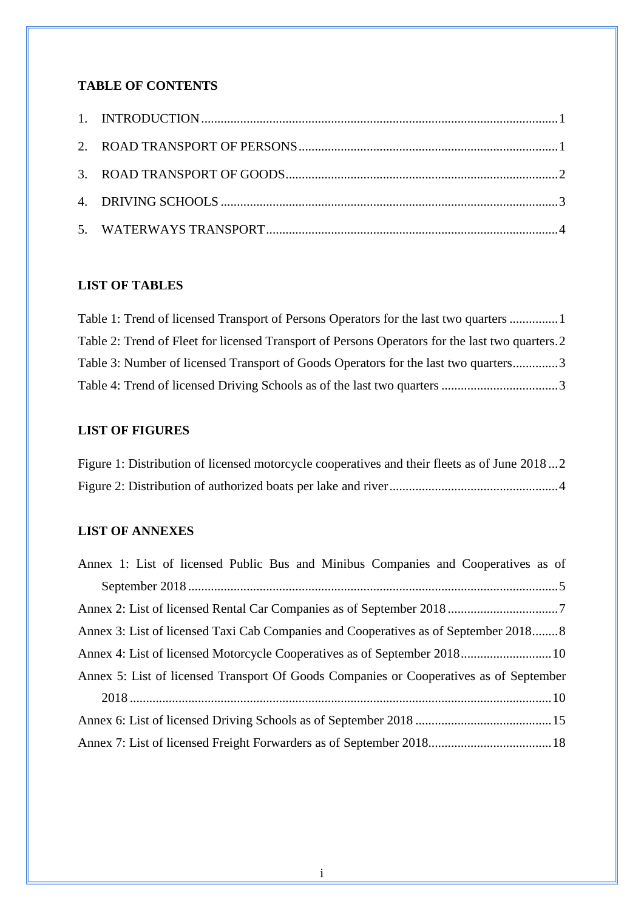## TABLE OF CONTENTS

1. INTRODUCTION ........................................................................................................ 1
2. ROAD TRANSPORT OF PERSONS ............................................................................. 1
3. ROAD TRANSPORT OF GOODS ................................................................................ 2
4. DRIVING SCHOOLS .................................................................................................. 3
5. WATERWAYS TRANSPORT ....................................................................................... 4

## LIST OF TABLES

Table 1: Trend of licensed Transport of Persons Operators for the last two quarters ............... 1
Table 2: Trend of Fleet for licensed Transport of Persons Operators for the last two quarters. 2
Table 3: Number of licensed Transport of Goods Operators for the last two quarters ............. 3
Table 4: Trend of licensed Driving Schools as of the last two quarters .................................... 3

## LIST OF FIGURES

Figure 1: Distribution of licensed motorcycle cooperatives and their fleets as of June 2018 ... 2
Figure 2: Distribution of authorized boats per lake and river .................................................... 4

## LIST OF ANNEXES

Annex 1: List of licensed Public Bus and Minibus Companies and Cooperatives as of September 2018 ................................................................................................................. 5
Annex 2: List of licensed Rental Car Companies as of September 2018 .................................. 7
Annex 3: List of licensed Taxi Cab Companies and Cooperatives as of September 2018 ........ 8
Annex 4: List of licensed Motorcycle Cooperatives as of September 2018 ............................ 10
Annex 5: List of licensed Transport Of Goods Companies or Cooperatives as of September 2018 ................................................................................................................................ 10
Annex 6: List of licensed Driving Schools as of September 2018 .......................................... 15
Annex 7: List of licensed Freight Forwarders as of September 2018 ...................................... 18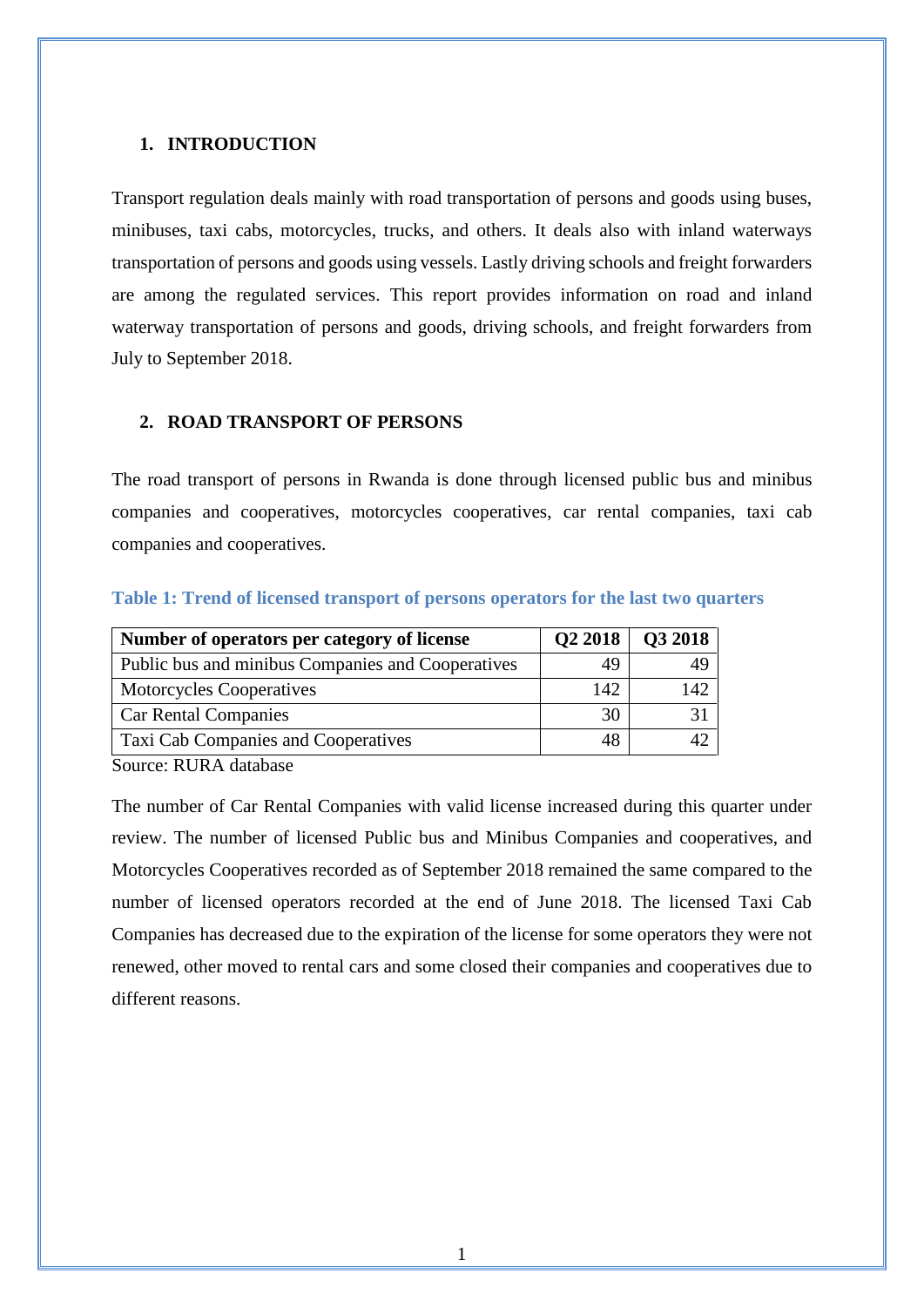## 1. INTRODUCTION

Transport regulation deals mainly with road transportation of persons and goods using buses, minibuses, taxi cabs, motorcycles, trucks, and others. It deals also with inland waterways transportation of persons and goods using vessels. Lastly driving schools and freight forwarders are among the regulated services. This report provides information on road and inland waterway transportation of persons and goods, driving schools, and freight forwarders from July to September 2018.

## 2. ROAD TRANSPORT OF PERSONS

The road transport of persons in Rwanda is done through licensed public bus and minibus companies and cooperatives, motorcycles cooperatives, car rental companies, taxi cab companies and cooperatives.

**Table 1: Trend of licensed transport of persons operators for the last two quarters**

| Number of operators per category of license | Q2 2018 | Q3 2018 |
| --- | --- | --- |
| Public bus and minibus Companies and Cooperatives | 49 | 49 |
| Motorcycles Cooperatives | 142 | 142 |
| Car Rental Companies | 30 | 31 |
| Taxi Cab Companies and Cooperatives | 48 | 42 |

Source: RURA database

The number of Car Rental Companies with valid license increased during this quarter under review. The number of licensed Public bus and Minibus Companies and cooperatives, and Motorcycles Cooperatives recorded as of September 2018 remained the same compared to the number of licensed operators recorded at the end of June 2018. The licensed Taxi Cab Companies has decreased due to the expiration of the license for some operators they were not renewed, other moved to rental cars and some closed their companies and cooperatives due to different reasons.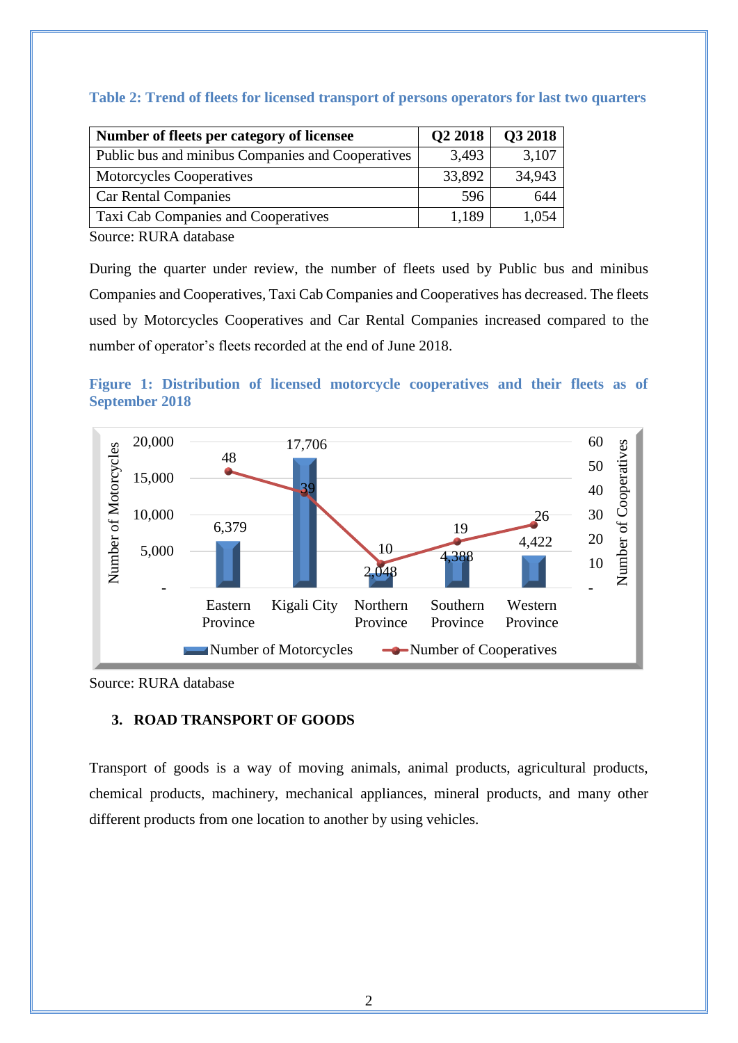**Table 2: Trend of fleets for licensed transport of persons operators for last two quarters**

| Number of fleets per category of licensee | Q2 2018 | Q3 2018 |
|---|---|---|
| Public bus and minibus Companies and Cooperatives | 3,493 | 3,107 |
| Motorcycles Cooperatives | 33,892 | 34,943 |
| Car Rental Companies | 596 | 644 |
| Taxi Cab Companies and Cooperatives | 1,189 | 1,054 |

Source: RURA database

During the quarter under review, the number of fleets used by Public bus and minibus Companies and Cooperatives, Taxi Cab Companies and Cooperatives has decreased. The fleets used by Motorcycles Cooperatives and Car Rental Companies increased compared to the number of operator's fleets recorded at the end of June 2018.

**Figure 1: Distribution of licensed motorcycle cooperatives and their fleets as of September 2018**

| Province | Number of Motorcycles | Number of Cooperatives |
|---|---|---|
| Eastern Province | 6,379 | 48 |
| Kigali City | 17,706 | 39 |
| Northern Province | 2,048 | 10 |
| Southern Province | 4,388 | 19 |
| Western Province | 4,422 | 26 |

Source: RURA database

### 3. ROAD TRANSPORT OF GOODS

Transport of goods is a way of moving animals, animal products, agricultural products, chemical products, machinery, mechanical appliances, mineral products, and many other different products from one location to another by using vehicles.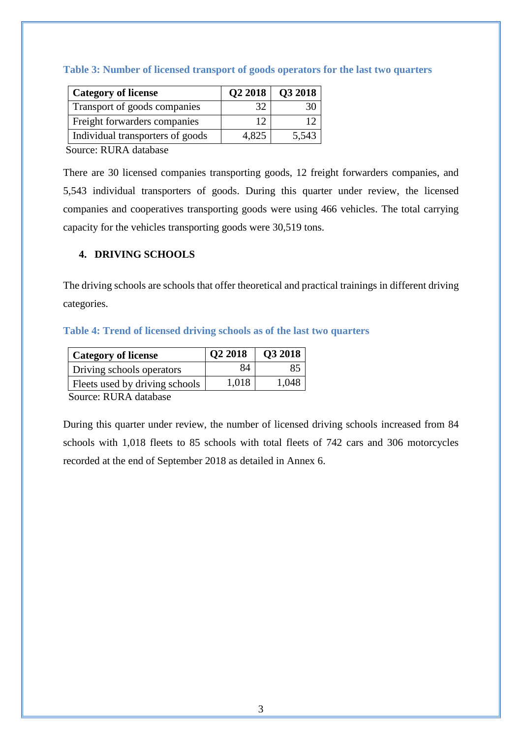**Table 3: Number of licensed transport of goods operators for the last two quarters**

| Category of license | Q2 2018 | Q3 2018 |
|---|---|---|
| Transport of goods companies | 32 | 30 |
| Freight forwarders companies | 12 | 12 |
| Individual transporters of goods | 4,825 | 5,543 |

Source: RURA database

There are 30 licensed companies transporting goods, 12 freight forwarders companies, and 5,543 individual transporters of goods. During this quarter under review, the licensed companies and cooperatives transporting goods were using 466 vehicles. The total carrying capacity for the vehicles transporting goods were 30,519 tons.

## 4. DRIVING SCHOOLS

The driving schools are schools that offer theoretical and practical trainings in different driving categories.

**Table 4: Trend of licensed driving schools as of the last two quarters**

| Category of license | Q2 2018 | Q3 2018 |
|---|---|---|
| Driving schools operators | 84 | 85 |
| Fleets used by driving schools | 1,018 | 1,048 |

Source: RURA database

During this quarter under review, the number of licensed driving schools increased from 84 schools with 1,018 fleets to 85 schools with total fleets of 742 cars and 306 motorcycles recorded at the end of September 2018 as detailed in Annex 6.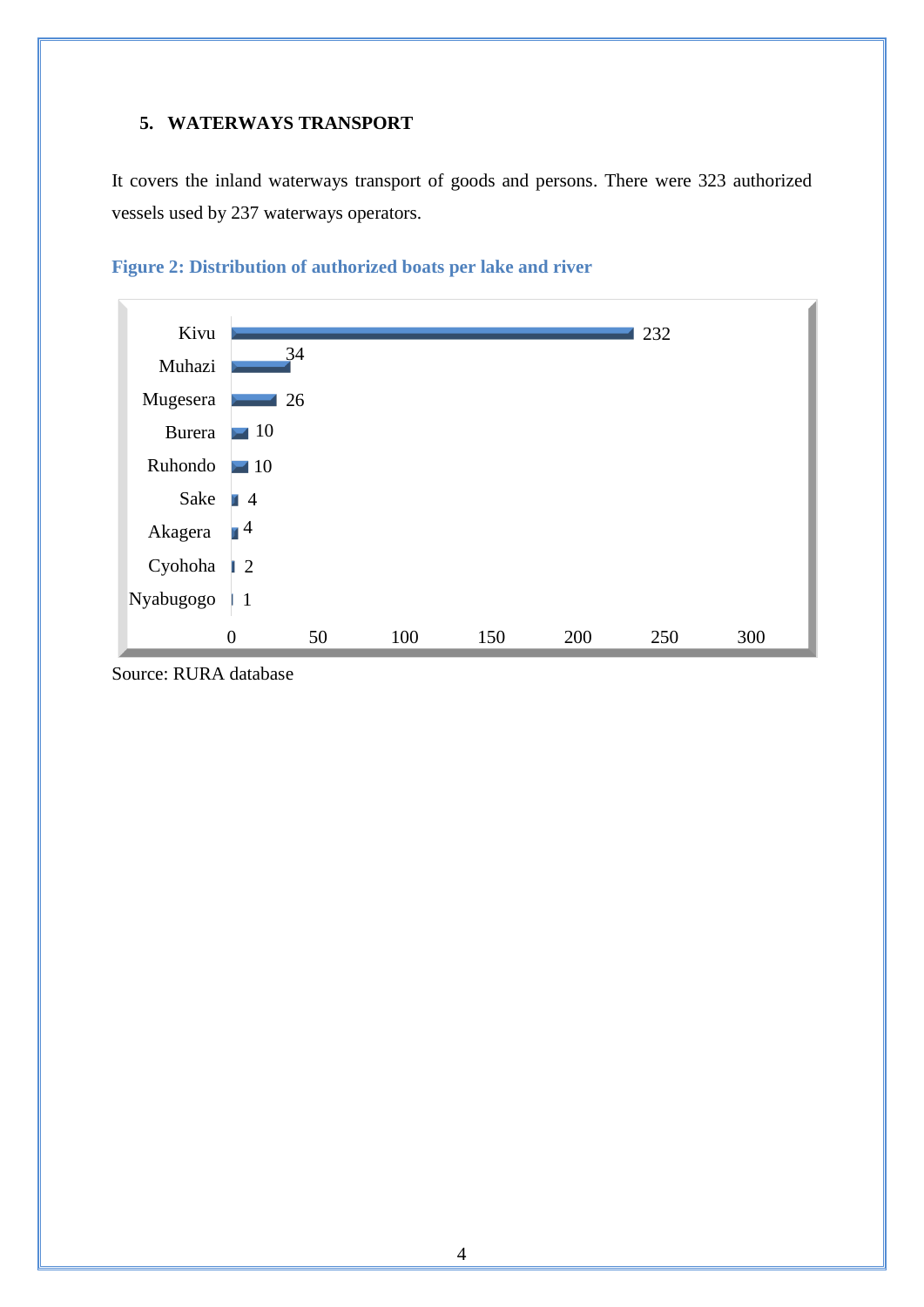## 5. WATERWAYS TRANSPORT

It covers the inland waterways transport of goods and persons. There were 323 authorized vessels used by 237 waterways operators.

**Figure 2: Distribution of authorized boats per lake and river**

| Lake/River | Number of boats |
|---|---|
| Kivu | 232 |
| Muhazi | 34 |
| Mugesera | 26 |
| Burera | 10 |
| Ruhondo | 10 |
| Sake | 4 |
| Akagera | 4 |
| Cyohoha | 2 |
| Nyabugogo | 1 |

Source: RURA database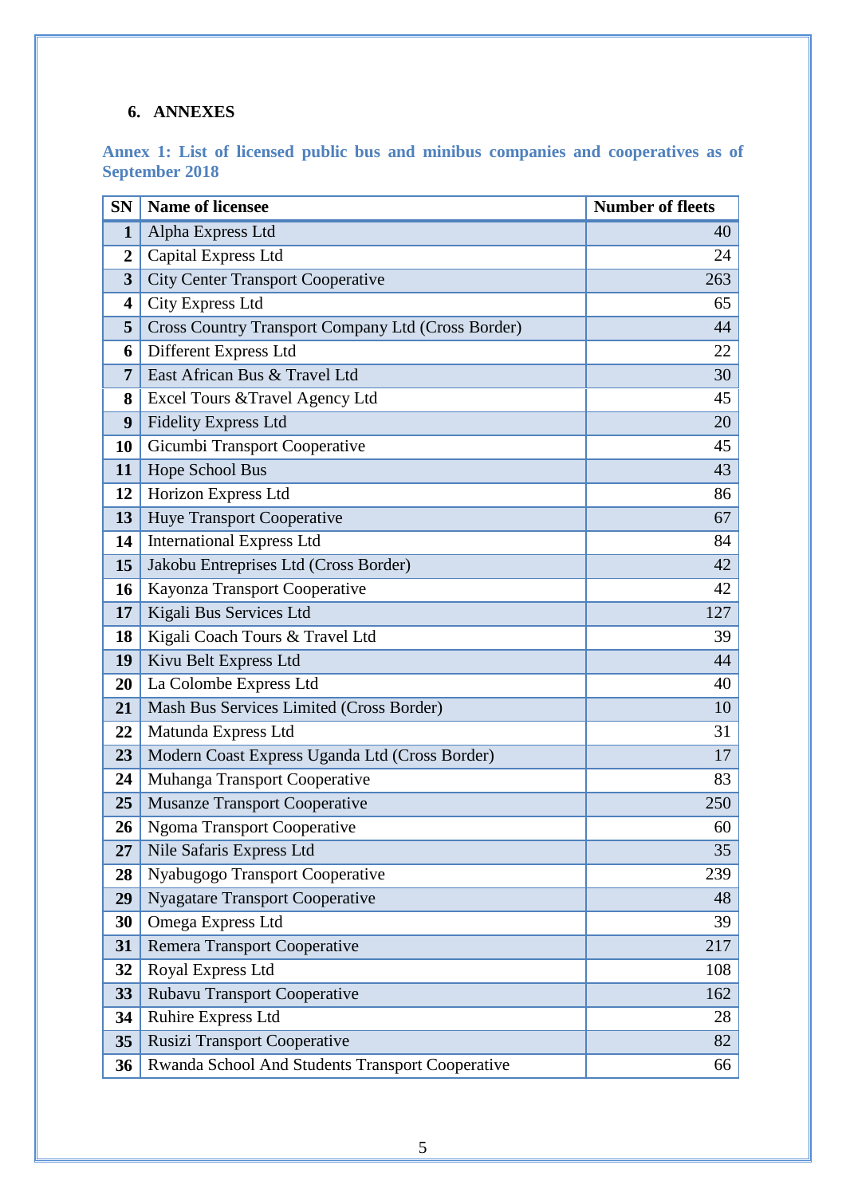## 6. ANNEXES

### Annex 1: List of licensed public bus and minibus companies and cooperatives as of September 2018

| SN | Name of licensee | Number of fleets |
|---|---|---|
| 1 | Alpha Express Ltd | 40 |
| 2 | Capital Express Ltd | 24 |
| 3 | City Center Transport Cooperative | 263 |
| 4 | City Express Ltd | 65 |
| 5 | Cross Country Transport Company Ltd (Cross Border) | 44 |
| 6 | Different Express Ltd | 22 |
| 7 | East African Bus & Travel Ltd | 30 |
| 8 | Excel Tours &Travel Agency Ltd | 45 |
| 9 | Fidelity Express Ltd | 20 |
| 10 | Gicumbi Transport Cooperative | 45 |
| 11 | Hope School Bus | 43 |
| 12 | Horizon Express Ltd | 86 |
| 13 | Huye Transport Cooperative | 67 |
| 14 | International Express Ltd | 84 |
| 15 | Jakobu Entreprises Ltd (Cross Border) | 42 |
| 16 | Kayonza Transport Cooperative | 42 |
| 17 | Kigali Bus Services Ltd | 127 |
| 18 | Kigali Coach Tours & Travel Ltd | 39 |
| 19 | Kivu Belt Express Ltd | 44 |
| 20 | La Colombe Express Ltd | 40 |
| 21 | Mash Bus Services Limited (Cross Border) | 10 |
| 22 | Matunda Express Ltd | 31 |
| 23 | Modern Coast Express Uganda Ltd (Cross Border) | 17 |
| 24 | Muhanga Transport Cooperative | 83 |
| 25 | Musanze Transport Cooperative | 250 |
| 26 | Ngoma Transport Cooperative | 60 |
| 27 | Nile Safaris Express Ltd | 35 |
| 28 | Nyabugogo Transport Cooperative | 239 |
| 29 | Nyagatare Transport Cooperative | 48 |
| 30 | Omega Express Ltd | 39 |
| 31 | Remera Transport Cooperative | 217 |
| 32 | Royal Express Ltd | 108 |
| 33 | Rubavu Transport Cooperative | 162 |
| 34 | Ruhire Express Ltd | 28 |
| 35 | Rusizi Transport Cooperative | 82 |
| 36 | Rwanda School And Students Transport Cooperative | 66 |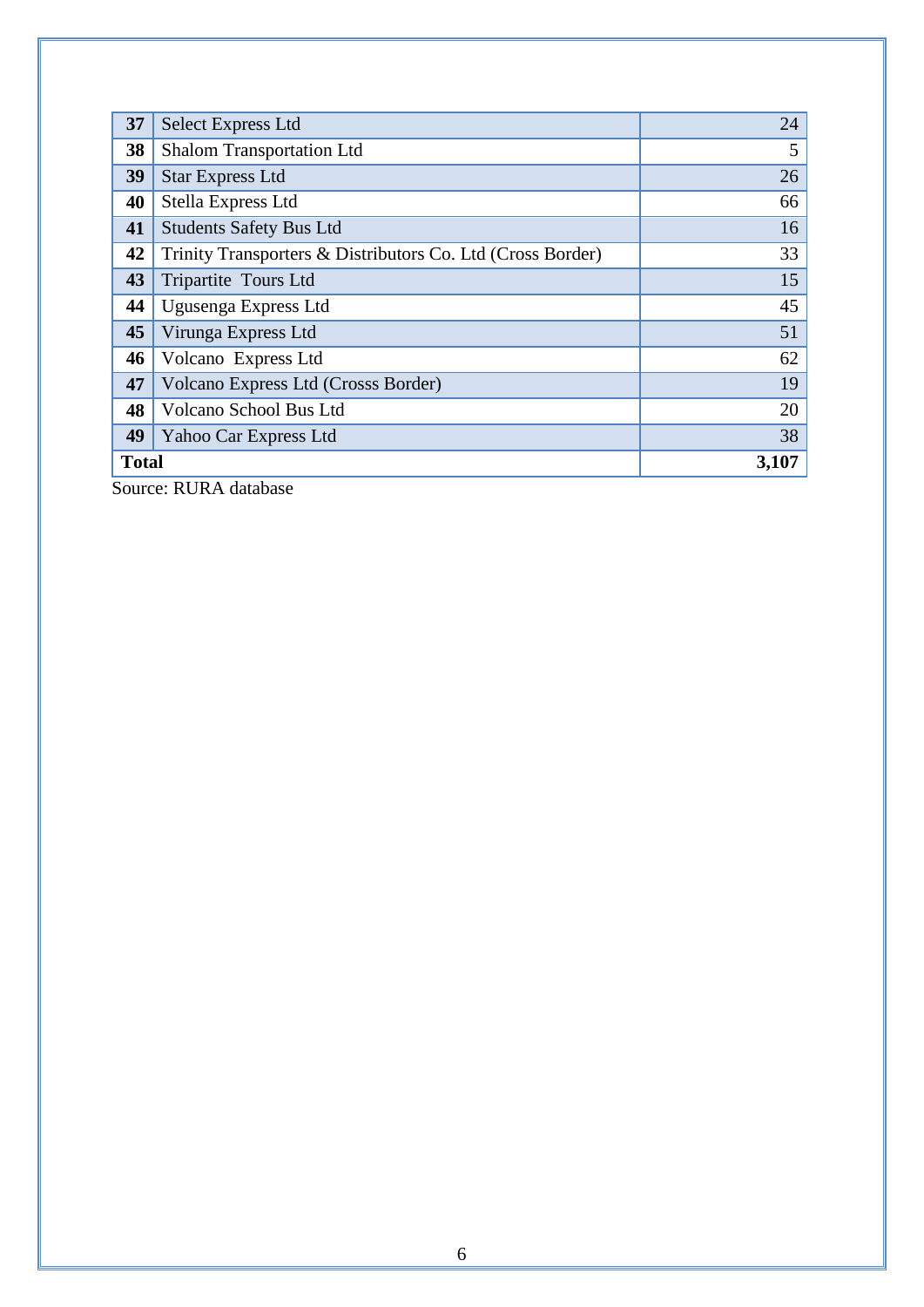| 37 | Select Express Ltd | 24 |
|---|---|---|
| 38 | Shalom Transportation Ltd | 5 |
| 39 | Star Express Ltd | 26 |
| 40 | Stella Express Ltd | 66 |
| 41 | Students Safety Bus Ltd | 16 |
| 42 | Trinity Transporters & Distributors Co. Ltd (Cross Border) | 33 |
| 43 | Tripartite  Tours Ltd | 15 |
| 44 | Ugusenga Express Ltd | 45 |
| 45 | Virunga Express Ltd | 51 |
| 46 | Volcano  Express Ltd | 62 |
| 47 | Volcano Express Ltd (Crosss Border) | 19 |
| 48 | Volcano School Bus Ltd | 20 |
| 49 | Yahoo Car Express Ltd | 38 |
| **Total** | | **3,107** |

Source: RURA database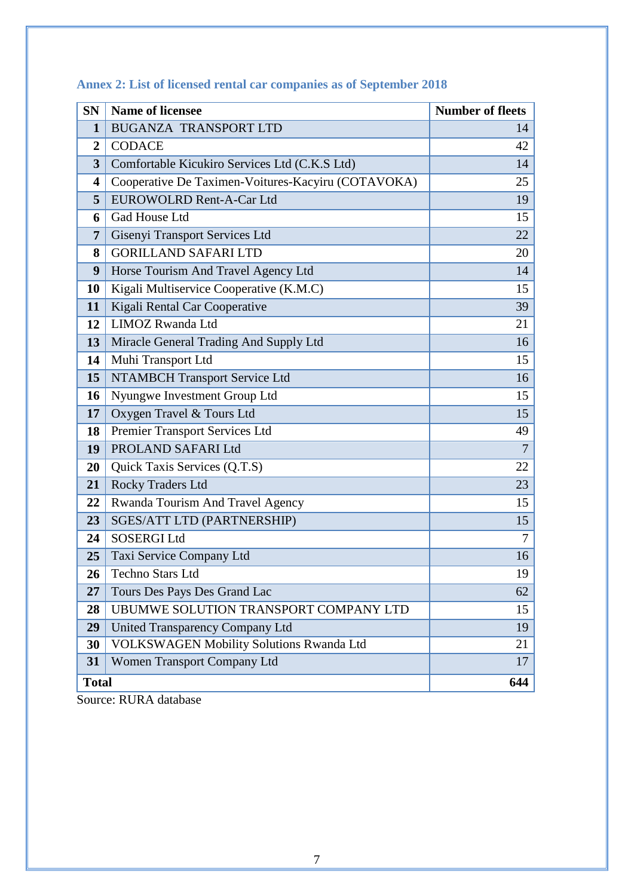### Annex 2: List of licensed rental car companies as of September 2018

| SN | Name of licensee | Number of fleets |
|---|---|---|
| 1 | BUGANZA TRANSPORT LTD | 14 |
| 2 | CODACE | 42 |
| 3 | Comfortable Kicukiro Services Ltd (C.K.S Ltd) | 14 |
| 4 | Cooperative De Taximen-Voitures-Kacyiru (COTAVOKA) | 25 |
| 5 | EUROWOLRD Rent-A-Car Ltd | 19 |
| 6 | Gad House Ltd | 15 |
| 7 | Gisenyi Transport Services Ltd | 22 |
| 8 | GORILLAND SAFARI LTD | 20 |
| 9 | Horse Tourism And Travel Agency Ltd | 14 |
| 10 | Kigali Multiservice Cooperative (K.M.C) | 15 |
| 11 | Kigali Rental Car Cooperative | 39 |
| 12 | LIMOZ Rwanda Ltd | 21 |
| 13 | Miracle General Trading And Supply Ltd | 16 |
| 14 | Muhi Transport Ltd | 15 |
| 15 | NTAMBCH Transport Service Ltd | 16 |
| 16 | Nyungwe Investment Group Ltd | 15 |
| 17 | Oxygen Travel & Tours Ltd | 15 |
| 18 | Premier Transport Services Ltd | 49 |
| 19 | PROLAND SAFARI Ltd | 7 |
| 20 | Quick Taxis Services (Q.T.S) | 22 |
| 21 | Rocky Traders Ltd | 23 |
| 22 | Rwanda Tourism And Travel Agency | 15 |
| 23 | SGES/ATT LTD (PARTNERSHIP) | 15 |
| 24 | SOSERGI Ltd | 7 |
| 25 | Taxi Service Company Ltd | 16 |
| 26 | Techno Stars Ltd | 19 |
| 27 | Tours Des Pays Des Grand Lac | 62 |
| 28 | UBUMWE SOLUTION TRANSPORT COMPANY LTD | 15 |
| 29 | United Transparency Company Ltd | 19 |
| 30 | VOLKSWAGEN Mobility Solutions Rwanda Ltd | 21 |
| 31 | Women Transport Company Ltd | 17 |
| **Total** | | **644** |

Source: RURA database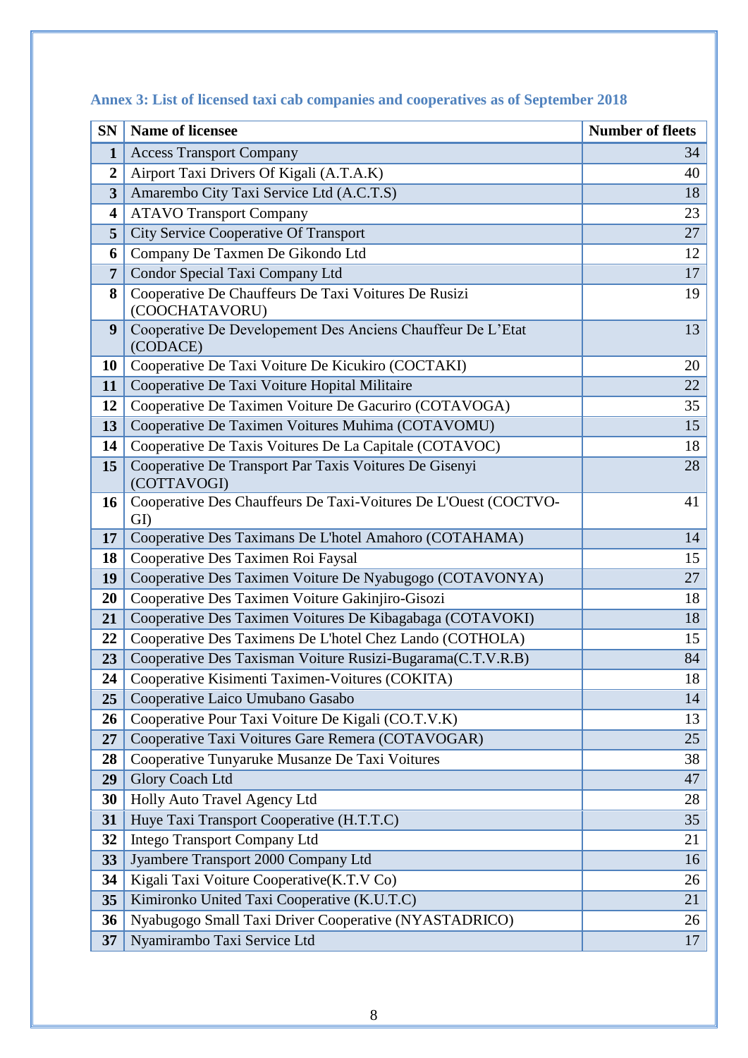### Annex 3: List of licensed taxi cab companies and cooperatives as of September 2018

| SN | Name of licensee | Number of fleets |
|---|---|---|
| 1 | Access Transport Company | 34 |
| 2 | Airport Taxi Drivers Of Kigali (A.T.A.K) | 40 |
| 3 | Amarembo City Taxi Service Ltd (A.C.T.S) | 18 |
| 4 | ATAVO Transport Company | 23 |
| 5 | City Service Cooperative Of Transport | 27 |
| 6 | Company De Taxmen De Gikondo Ltd | 12 |
| 7 | Condor Special Taxi Company Ltd | 17 |
| 8 | Cooperative De Chauffeurs De Taxi Voitures De Rusizi (COOCHATAVORU) | 19 |
| 9 | Cooperative De Developement Des Anciens Chauffeur De L'Etat (CODACE) | 13 |
| 10 | Cooperative De Taxi Voiture De Kicukiro (COCTAKI) | 20 |
| 11 | Cooperative De Taxi Voiture Hopital Militaire | 22 |
| 12 | Cooperative De Taximen Voiture De Gacuriro (COTAVOGA) | 35 |
| 13 | Cooperative De Taximen Voitures Muhima (COTAVOMU) | 15 |
| 14 | Cooperative De Taxis Voitures De La Capitale (COTAVOC) | 18 |
| 15 | Cooperative De Transport Par Taxis Voitures De Gisenyi (COTTAVOGI) | 28 |
| 16 | Cooperative Des Chauffeurs De Taxi-Voitures De L'Ouest (COCTVO-GI) | 41 |
| 17 | Cooperative Des Taximans De L'hotel Amahoro (COTAHAMA) | 14 |
| 18 | Cooperative Des Taximen Roi Faysal | 15 |
| 19 | Cooperative Des Taximen Voiture De Nyabugogo (COTAVONYA) | 27 |
| 20 | Cooperative Des Taximen Voiture Gakinjiro-Gisozi | 18 |
| 21 | Cooperative Des Taximen Voitures De Kibagabaga (COTAVOKI) | 18 |
| 22 | Cooperative Des Taximens De L'hotel Chez Lando (COTHOLA) | 15 |
| 23 | Cooperative Des Taxisman Voiture Rusizi-Bugarama(C.T.V.R.B) | 84 |
| 24 | Cooperative Kisimenti Taximen-Voitures (COKITA) | 18 |
| 25 | Cooperative Laico Umubano Gasabo | 14 |
| 26 | Cooperative Pour Taxi Voiture De Kigali (CO.T.V.K) | 13 |
| 27 | Cooperative Taxi Voitures Gare Remera (COTAVOGAR) | 25 |
| 28 | Cooperative Tunyaruke Musanze De Taxi Voitures | 38 |
| 29 | Glory Coach Ltd | 47 |
| 30 | Holly Auto Travel Agency Ltd | 28 |
| 31 | Huye Taxi Transport Cooperative (H.T.T.C) | 35 |
| 32 | Intego Transport Company Ltd | 21 |
| 33 | Jyambere Transport 2000 Company Ltd | 16 |
| 34 | Kigali Taxi Voiture Cooperative(K.T.V Co) | 26 |
| 35 | Kimironko United Taxi Cooperative (K.U.T.C) | 21 |
| 36 | Nyabugogo Small Taxi Driver Cooperative (NYASTADRICO) | 26 |
| 37 | Nyamirambo Taxi Service Ltd | 17 |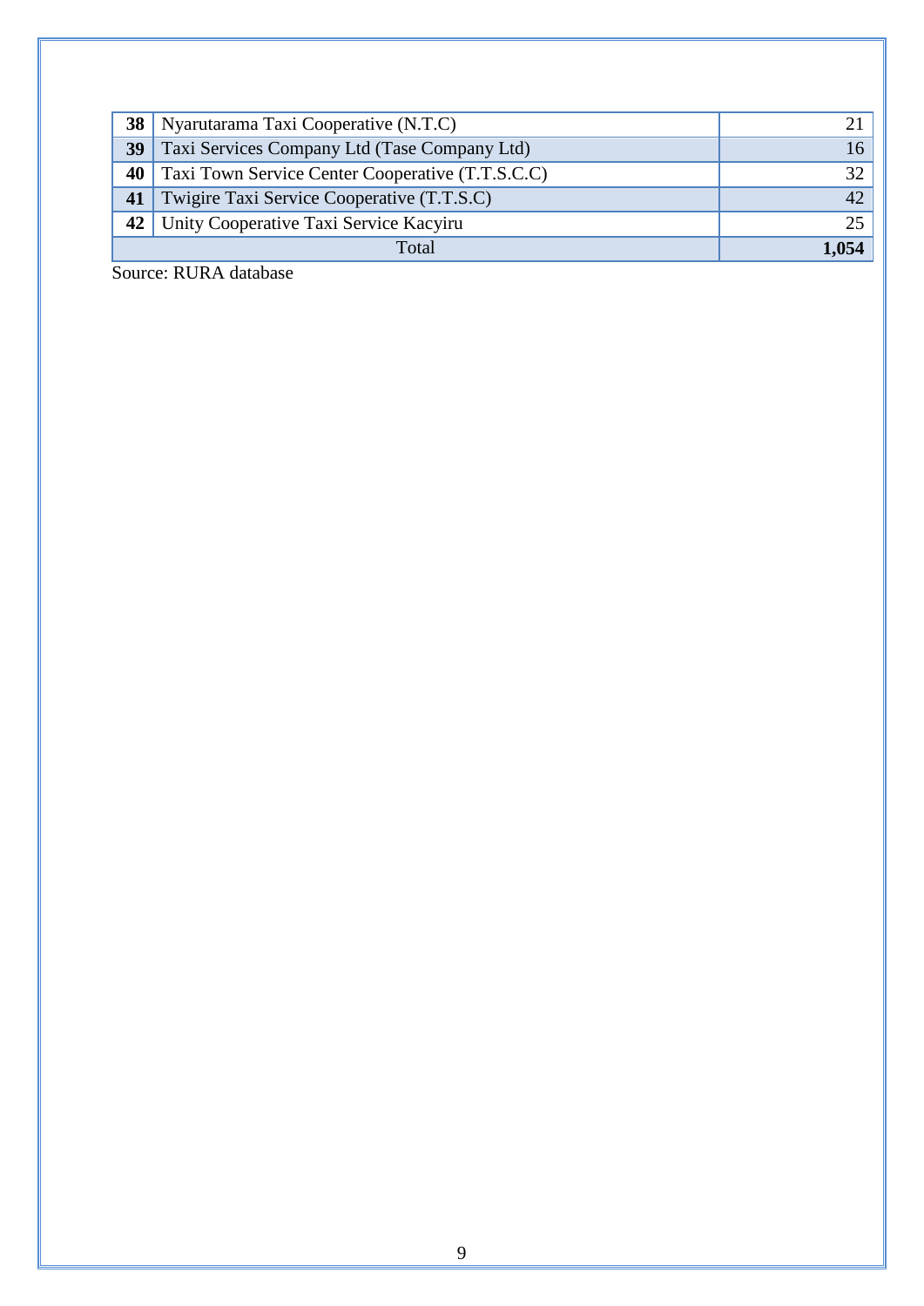| | | |
|---|---|---|
| **38** | Nyarutarama Taxi Cooperative (N.T.C) | 21 |
| **39** | Taxi Services Company Ltd (Tase Company Ltd) | 16 |
| **40** | Taxi Town Service Center Cooperative (T.T.S.C.C) | 32 |
| **41** | Twigire Taxi Service Cooperative (T.T.S.C) | 42 |
| **42** | Unity Cooperative Taxi Service Kacyiru | 25 |
| Total | | **1,054** |

Source: RURA database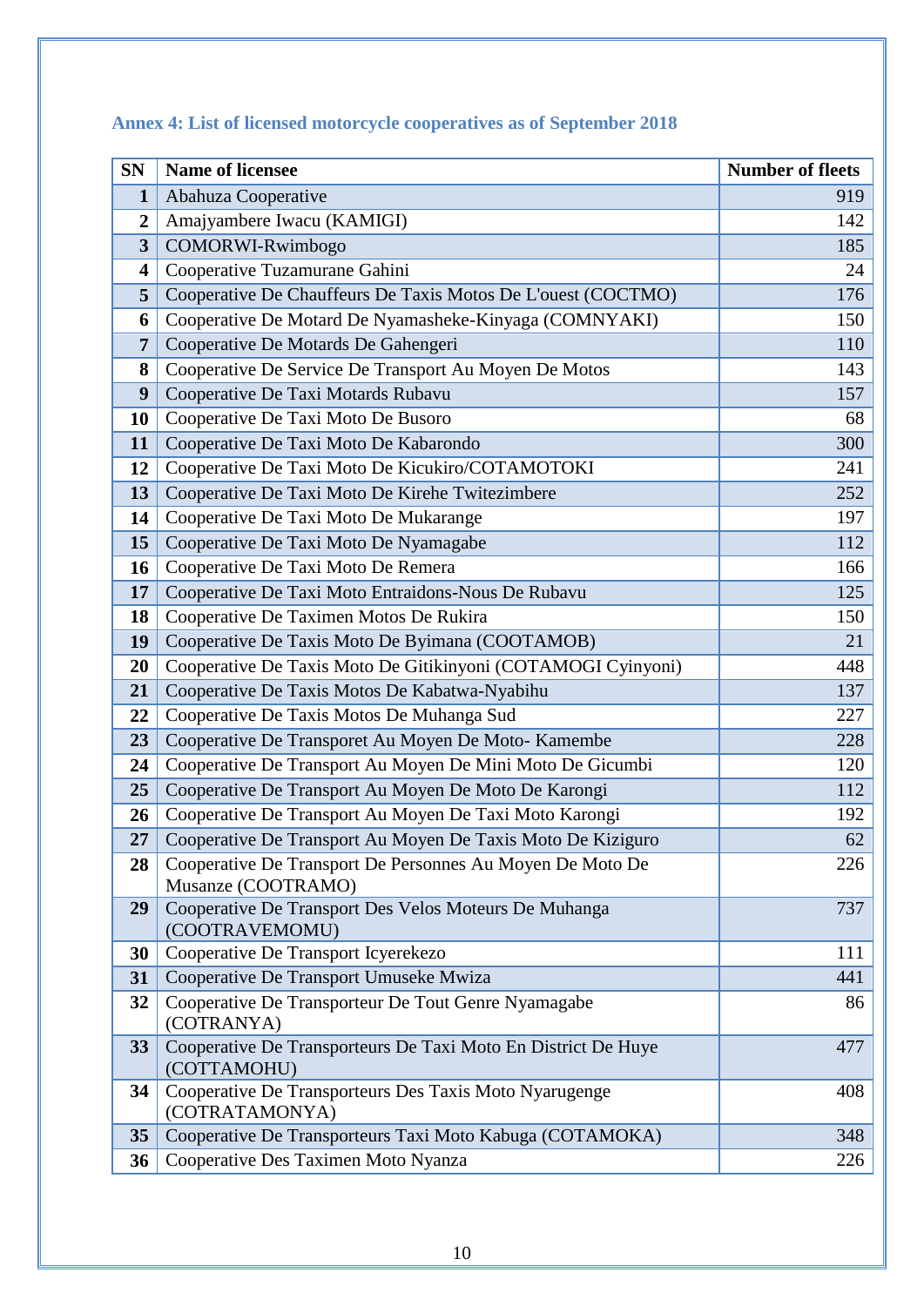### Annex 4: List of licensed motorcycle cooperatives as of September 2018

| SN | Name of licensee | Number of fleets |
|---|---|---|
| 1 | Abahuza Cooperative | 919 |
| 2 | Amajyambere Iwacu (KAMIGI) | 142 |
| 3 | COMORWI-Rwimbogo | 185 |
| 4 | Cooperative Tuzamurane Gahini | 24 |
| 5 | Cooperative De Chauffeurs De Taxis Motos De L'ouest (COCTMO) | 176 |
| 6 | Cooperative De Motard De Nyamasheke-Kinyaga (COMNYAKI) | 150 |
| 7 | Cooperative De Motards De Gahengeri | 110 |
| 8 | Cooperative De Service De Transport Au Moyen De Motos | 143 |
| 9 | Cooperative De Taxi Motards Rubavu | 157 |
| 10 | Cooperative De Taxi Moto De Busoro | 68 |
| 11 | Cooperative De Taxi Moto De Kabarondo | 300 |
| 12 | Cooperative De Taxi Moto De Kicukiro/COTAMOTOKI | 241 |
| 13 | Cooperative De Taxi Moto De Kirehe Twitezimbere | 252 |
| 14 | Cooperative De Taxi Moto De Mukarange | 197 |
| 15 | Cooperative De Taxi Moto De Nyamagabe | 112 |
| 16 | Cooperative De Taxi Moto De Remera | 166 |
| 17 | Cooperative De Taxi Moto Entraidons-Nous De Rubavu | 125 |
| 18 | Cooperative De Taximen Motos De Rukira | 150 |
| 19 | Cooperative De Taxis Moto De Byimana (COOTAMOB) | 21 |
| 20 | Cooperative De Taxis Moto De Gitikinyoni (COTAMOGI Cyinyoni) | 448 |
| 21 | Cooperative De Taxis Motos De Kabatwa-Nyabihu | 137 |
| 22 | Cooperative De Taxis Motos De Muhanga Sud | 227 |
| 23 | Cooperative De Transporet Au Moyen De Moto- Kamembe | 228 |
| 24 | Cooperative De Transport Au Moyen De Mini Moto De Gicumbi | 120 |
| 25 | Cooperative De Transport Au Moyen De Moto De Karongi | 112 |
| 26 | Cooperative De Transport Au Moyen De Taxi Moto Karongi | 192 |
| 27 | Cooperative De Transport Au Moyen De Taxis Moto De Kiziguro | 62 |
| 28 | Cooperative De Transport De Personnes Au Moyen De Moto De Musanze (COOTRAMO) | 226 |
| 29 | Cooperative De Transport Des Velos Moteurs De Muhanga (COOTRAVEMOMU) | 737 |
| 30 | Cooperative De Transport Icyerekezo | 111 |
| 31 | Cooperative De Transport Umuseke Mwiza | 441 |
| 32 | Cooperative De Transporteur De Tout Genre Nyamagabe (COTRANYA) | 86 |
| 33 | Cooperative De Transporteurs De Taxi Moto En District De Huye (COTTAMOHU) | 477 |
| 34 | Cooperative De Transporteurs Des Taxis Moto Nyarugenge (COTRATAMONYA) | 408 |
| 35 | Cooperative De Transporteurs Taxi Moto Kabuga (COTAMOKA) | 348 |
| 36 | Cooperative Des Taximen Moto Nyanza | 226 |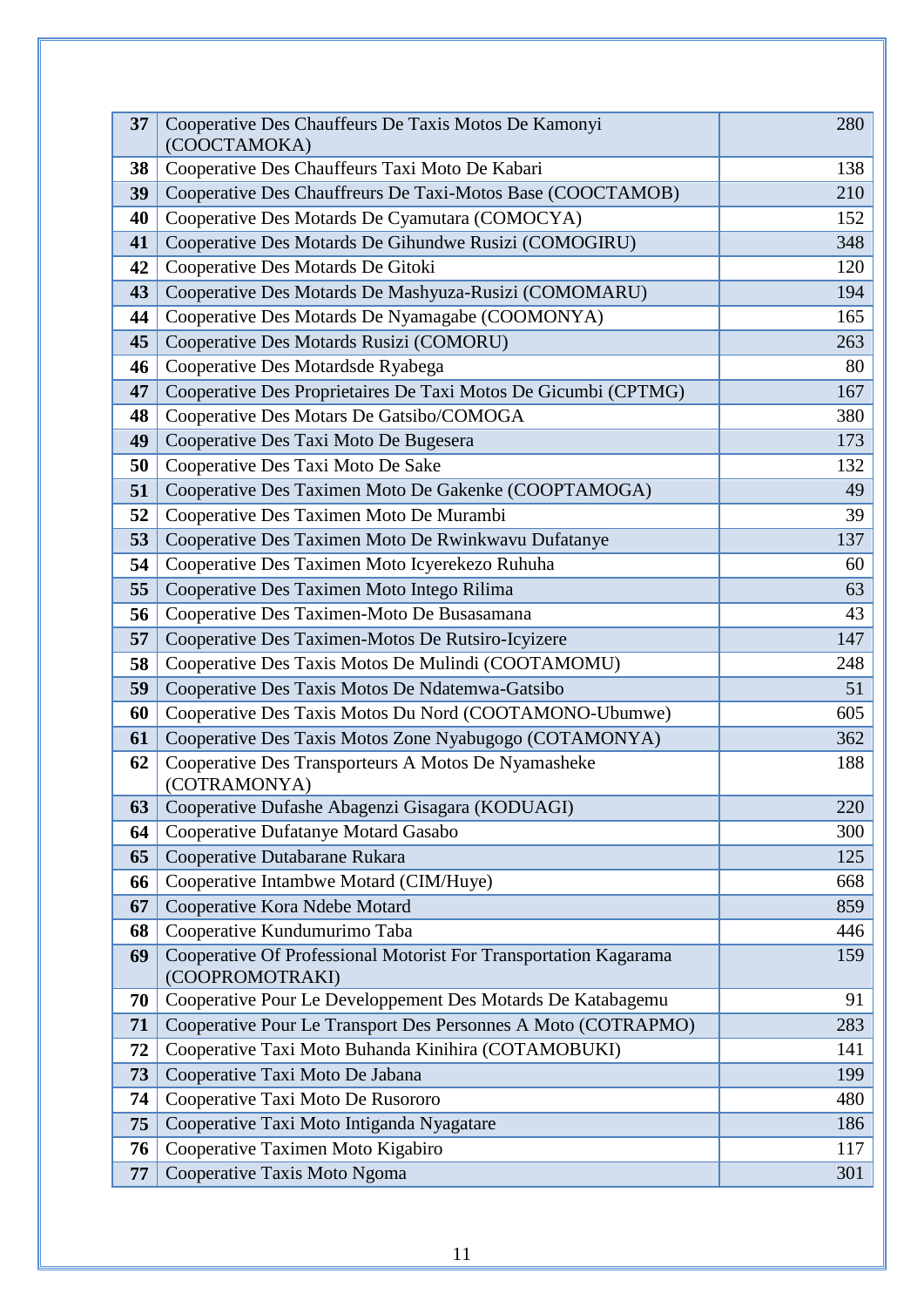| 37 | Cooperative Des Chauffeurs De Taxis Motos De Kamonyi (COOCTAMOKA) | 280 |
|---|---|---|
| 38 | Cooperative Des Chauffeurs Taxi Moto De Kabari | 138 |
| 39 | Cooperative Des Chauffreurs De Taxi-Motos Base (COOCTAMOB) | 210 |
| 40 | Cooperative Des Motards De Cyamutara (COMOCYA) | 152 |
| 41 | Cooperative Des Motards De Gihundwe Rusizi (COMOGIRU) | 348 |
| 42 | Cooperative Des Motards De Gitoki | 120 |
| 43 | Cooperative Des Motards De Mashyuza-Rusizi (COMOMARU) | 194 |
| 44 | Cooperative Des Motards De Nyamagabe (COOMONYA) | 165 |
| 45 | Cooperative Des Motards Rusizi (COMORU) | 263 |
| 46 | Cooperative Des Motardsde Ryabega | 80 |
| 47 | Cooperative Des Proprietaires De Taxi Motos De Gicumbi (CPTMG) | 167 |
| 48 | Cooperative Des Motars De Gatsibo/COMOGA | 380 |
| 49 | Cooperative Des Taxi Moto De Bugesera | 173 |
| 50 | Cooperative Des Taxi Moto De Sake | 132 |
| 51 | Cooperative Des Taximen Moto De Gakenke (COOPTAMOGA) | 49 |
| 52 | Cooperative Des Taximen Moto De Murambi | 39 |
| 53 | Cooperative Des Taximen Moto De Rwinkwavu Dufatanye | 137 |
| 54 | Cooperative Des Taximen Moto Icyerekezo Ruhuha | 60 |
| 55 | Cooperative Des Taximen Moto Intego Rilima | 63 |
| 56 | Cooperative Des Taximen-Moto De Busasamana | 43 |
| 57 | Cooperative Des Taximen-Motos De Rutsiro-Icyizere | 147 |
| 58 | Cooperative Des Taxis Motos De Mulindi (COOTAMOMU) | 248 |
| 59 | Cooperative Des Taxis Motos De Ndatemwa-Gatsibo | 51 |
| 60 | Cooperative Des Taxis Motos Du Nord (COOTAMONO-Ubumwe) | 605 |
| 61 | Cooperative Des Taxis Motos Zone Nyabugogo (COTAMONYA) | 362 |
| 62 | Cooperative Des Transporteurs A Motos De Nyamasheke (COTRAMONYA) | 188 |
| 63 | Cooperative Dufashe Abagenzi Gisagara (KODUAGI) | 220 |
| 64 | Cooperative Dufatanye Motard Gasabo | 300 |
| 65 | Cooperative Dutabarane Rukara | 125 |
| 66 | Cooperative Intambwe Motard (CIM/Huye) | 668 |
| 67 | Cooperative Kora Ndebe Motard | 859 |
| 68 | Cooperative Kundumurimo Taba | 446 |
| 69 | Cooperative Of Professional Motorist For Transportation Kagarama (COOPROMOTRAKI) | 159 |
| 70 | Cooperative Pour Le Developpement Des Motards De Katabagemu | 91 |
| 71 | Cooperative Pour Le Transport Des Personnes A Moto (COTRAPMO) | 283 |
| 72 | Cooperative Taxi Moto Buhanda Kinihira (COTAMOBUKI) | 141 |
| 73 | Cooperative Taxi Moto De Jabana | 199 |
| 74 | Cooperative Taxi Moto De Rusororo | 480 |
| 75 | Cooperative Taxi Moto Intiganda Nyagatare | 186 |
| 76 | Cooperative Taximen Moto Kigabiro | 117 |
| 77 | Cooperative Taxis Moto Ngoma | 301 |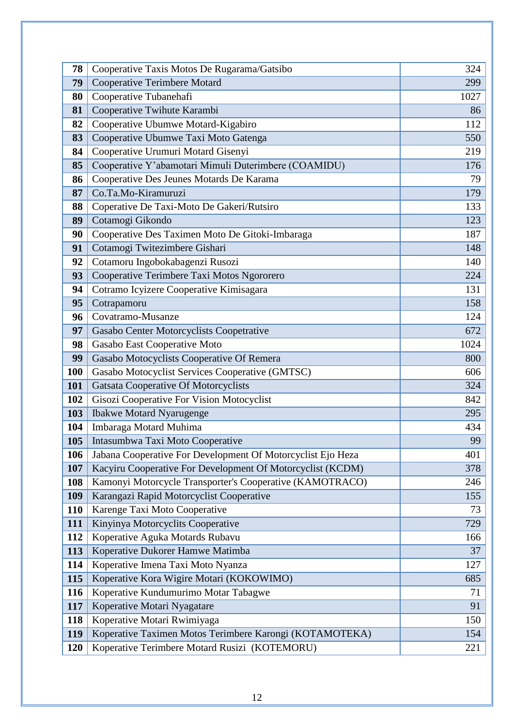| | | |
|---|---|---|
| **78** | Cooperative Taxis Motos De Rugarama/Gatsibo | 324 |
| **79** | Cooperative Terimbere Motard | 299 |
| **80** | Cooperative Tubanehafi | 1027 |
| **81** | Cooperative Twihute Karambi | 86 |
| **82** | Cooperative Ubumwe Motard-Kigabiro | 112 |
| **83** | Cooperative Ubumwe Taxi Moto Gatenga | 550 |
| **84** | Cooperative Urumuri Motard Gisenyi | 219 |
| **85** | Cooperative Y'abamotari Mimuli Duterimbere (COAMIDU) | 176 |
| **86** | Cooperative Des Jeunes Motards De Karama | 79 |
| **87** | Co.Ta.Mo-Kiramuruzi | 179 |
| **88** | Coperative De Taxi-Moto De Gakeri/Rutsiro | 133 |
| **89** | Cotamogi Gikondo | 123 |
| **90** | Cooperative Des Taximen Moto De Gitoki-Imbaraga | 187 |
| **91** | Cotamogi Twitezimbere Gishari | 148 |
| **92** | Cotamoru Ingobokabagenzi Rusozi | 140 |
| **93** | Cooperative Terimbere Taxi Motos Ngororero | 224 |
| **94** | Cotramo Icyizere Cooperative Kimisagara | 131 |
| **95** | Cotrapamoru | 158 |
| **96** | Covatramo-Musanze | 124 |
| **97** | Gasabo Center Motorcyclists Coopetrative | 672 |
| **98** | Gasabo East Cooperative Moto | 1024 |
| **99** | Gasabo Motocyclists Cooperative Of Remera | 800 |
| **100** | Gasabo Motocyclist Services Cooperative (GMTSC) | 606 |
| **101** | Gatsata Cooperative Of Motorcyclists | 324 |
| **102** | Gisozi Cooperative For Vision Motocyclist | 842 |
| **103** | Ibakwe Motard Nyarugenge | 295 |
| **104** | Imbaraga Motard Muhima | 434 |
| **105** | Intasumbwa Taxi Moto Cooperative | 99 |
| **106** | Jabana Cooperative For Development Of Motorcyclist Ejo Heza | 401 |
| **107** | Kacyiru Cooperative For Development Of Motorcyclist (KCDM) | 378 |
| **108** | Kamonyi Motorcycle Transporter's Cooperative (KAMOTRACO) | 246 |
| **109** | Karangazi Rapid Motorcyclist Cooperative | 155 |
| **110** | Karenge Taxi Moto Cooperative | 73 |
| **111** | Kinyinya Motorcyclits Cooperative | 729 |
| **112** | Koperative Aguka Motards Rubavu | 166 |
| **113** | Koperative Dukorer Hamwe Matimba | 37 |
| **114** | Koperative Imena Taxi Moto Nyanza | 127 |
| **115** | Koperative Kora Wigire Motari (KOKOWIMO) | 685 |
| **116** | Koperative Kundumurimo Motar Tabagwe | 71 |
| **117** | Koperative Motari Nyagatare | 91 |
| **118** | Koperative Motari Rwimiyaga | 150 |
| **119** | Koperative Taximen Motos Terimbere Karongi (KOTAMOTEKA) | 154 |
| **120** | Koperative Terimbere Motard Rusizi (KOTEMORU) | 221 |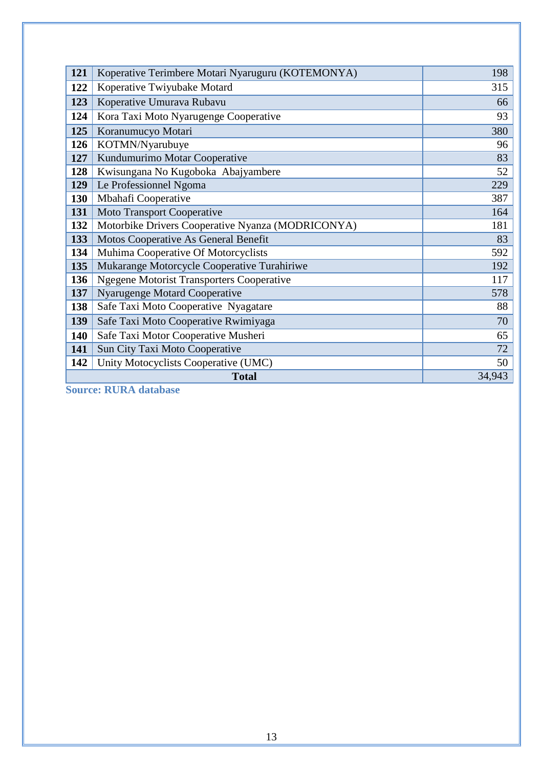| | | |
|---|---|---|
| **121** | Koperative Terimbere Motari Nyaruguru (KOTEMONYA) | 198 |
| **122** | Koperative Twiyubake Motard | 315 |
| **123** | Koperative Umurava Rubavu | 66 |
| **124** | Kora Taxi Moto Nyarugenge Cooperative | 93 |
| **125** | Koranumucyo Motari | 380 |
| **126** | KOTMN/Nyarubuye | 96 |
| **127** | Kundumurimo Motar Cooperative | 83 |
| **128** | Kwisungana No Kugoboka Abajyambere | 52 |
| **129** | Le Professionnel Ngoma | 229 |
| **130** | Mbahafi Cooperative | 387 |
| **131** | Moto Transport Cooperative | 164 |
| **132** | Motorbike Drivers Cooperative Nyanza (MODRICONYA) | 181 |
| **133** | Motos Cooperative As General Benefit | 83 |
| **134** | Muhima Cooperative Of Motorcyclists | 592 |
| **135** | Mukarange Motorcycle Cooperative Turahiriwe | 192 |
| **136** | Ngegene Motorist Transporters Cooperative | 117 |
| **137** | Nyarugenge Motard Cooperative | 578 |
| **138** | Safe Taxi Moto Cooperative Nyagatare | 88 |
| **139** | Safe Taxi Moto Cooperative Rwimiyaga | 70 |
| **140** | Safe Taxi Motor Cooperative Musheri | 65 |
| **141** | Sun City Taxi Moto Cooperative | 72 |
| **142** | Unity Motocyclists Cooperative (UMC) | 50 |
| **Total** | | 34,943 |

**Source: RURA database**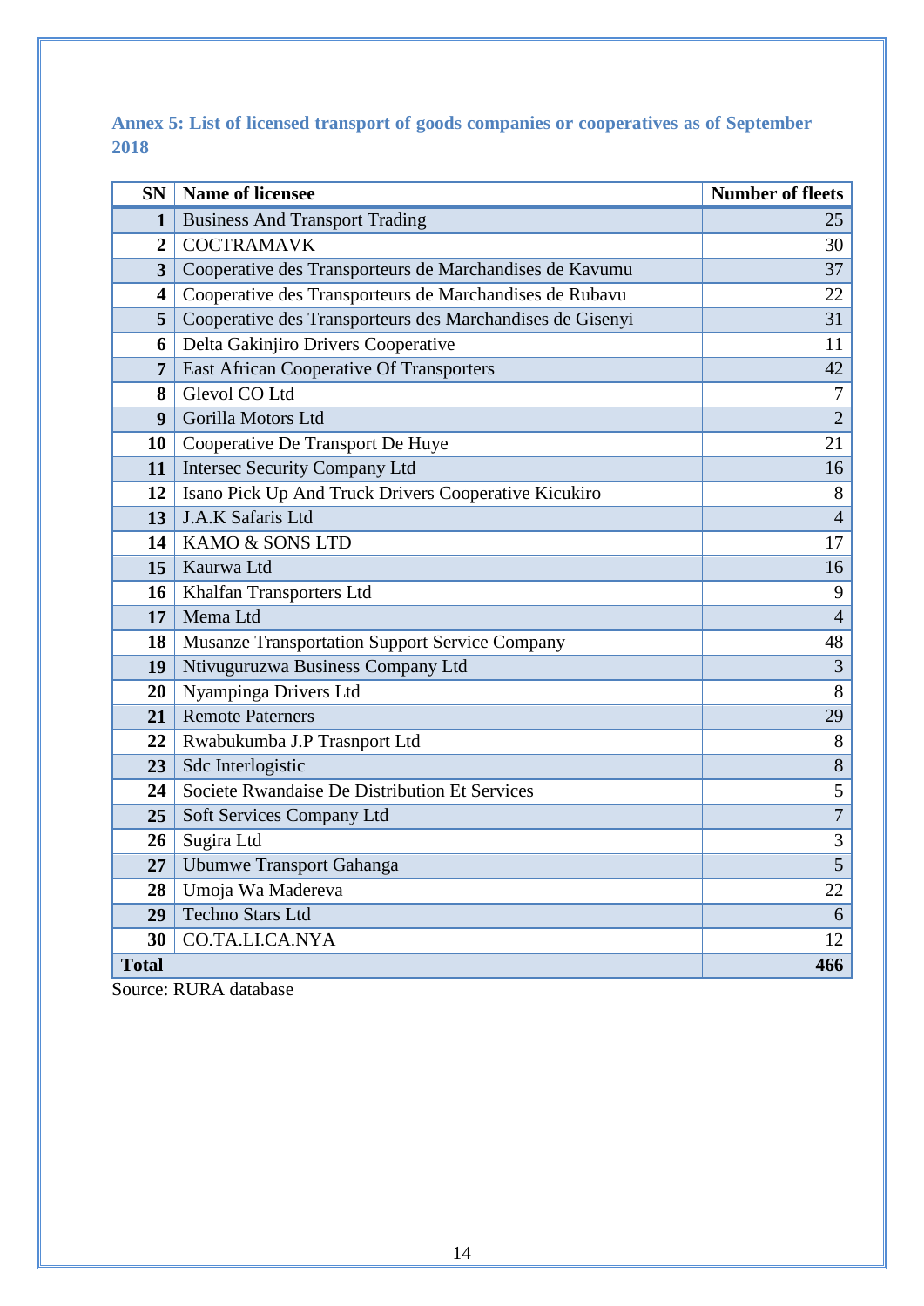### Annex 5: List of licensed transport of goods companies or cooperatives as of September 2018

| SN | Name of licensee | Number of fleets |
|---|---|---|
| 1 | Business And Transport Trading | 25 |
| 2 | COCTRAMAVK | 30 |
| 3 | Cooperative des Transporteurs de Marchandises de Kavumu | 37 |
| 4 | Cooperative des Transporteurs de Marchandises de Rubavu | 22 |
| 5 | Cooperative des Transporteurs des Marchandises de Gisenyi | 31 |
| 6 | Delta Gakinjiro Drivers Cooperative | 11 |
| 7 | East African Cooperative Of Transporters | 42 |
| 8 | Glevol CO Ltd | 7 |
| 9 | Gorilla Motors Ltd | 2 |
| 10 | Cooperative De Transport De Huye | 21 |
| 11 | Intersec Security Company Ltd | 16 |
| 12 | Isano Pick Up And Truck Drivers Cooperative Kicukiro | 8 |
| 13 | J.A.K Safaris Ltd | 4 |
| 14 | KAMO & SONS LTD | 17 |
| 15 | Kaurwa Ltd | 16 |
| 16 | Khalfan Transporters Ltd | 9 |
| 17 | Mema Ltd | 4 |
| 18 | Musanze Transportation Support Service Company | 48 |
| 19 | Ntivuguruzwa Business Company Ltd | 3 |
| 20 | Nyampinga Drivers Ltd | 8 |
| 21 | Remote Paterners | 29 |
| 22 | Rwabukumba J.P Trasnport Ltd | 8 |
| 23 | Sdc Interlogistic | 8 |
| 24 | Societe Rwandaise De Distribution Et Services | 5 |
| 25 | Soft Services Company Ltd | 7 |
| 26 | Sugira Ltd | 3 |
| 27 | Ubumwe Transport Gahanga | 5 |
| 28 | Umoja Wa Madereva | 22 |
| 29 | Techno Stars Ltd | 6 |
| 30 | CO.TA.LI.CA.NYA | 12 |
| **Total** | | **466** |

Source: RURA database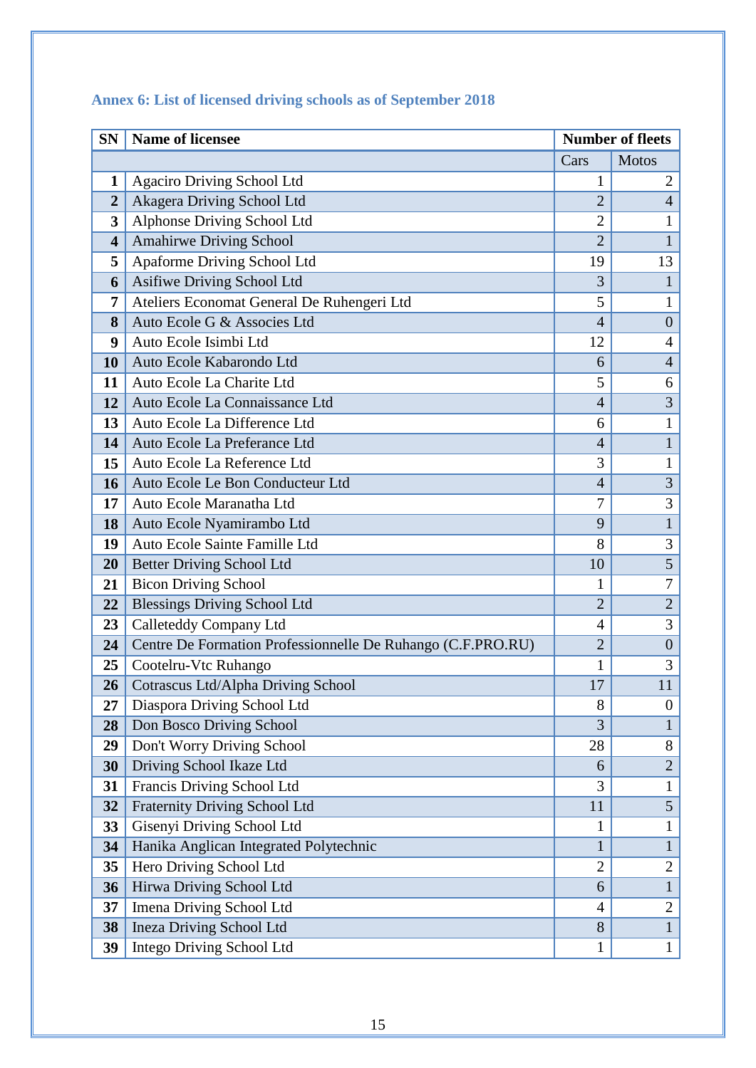### Annex 6: List of licensed driving schools as of September 2018

| SN | Name of licensee | Number of fleets | |
|---|---|---|---|
| | | Cars | Motos |
| 1 | Agaciro Driving School Ltd | 1 | 2 |
| 2 | Akagera Driving School Ltd | 2 | 4 |
| 3 | Alphonse Driving School Ltd | 2 | 1 |
| 4 | Amahirwe Driving School | 2 | 1 |
| 5 | Apaforme Driving School Ltd | 19 | 13 |
| 6 | Asifiwe Driving School Ltd | 3 | 1 |
| 7 | Ateliers Economat General De Ruhengeri Ltd | 5 | 1 |
| 8 | Auto Ecole G & Associes Ltd | 4 | 0 |
| 9 | Auto Ecole Isimbi Ltd | 12 | 4 |
| 10 | Auto Ecole Kabarondo Ltd | 6 | 4 |
| 11 | Auto Ecole La Charite Ltd | 5 | 6 |
| 12 | Auto Ecole La Connaissance Ltd | 4 | 3 |
| 13 | Auto Ecole La Difference Ltd | 6 | 1 |
| 14 | Auto Ecole La Preferance Ltd | 4 | 1 |
| 15 | Auto Ecole La Reference Ltd | 3 | 1 |
| 16 | Auto Ecole Le Bon Conducteur Ltd | 4 | 3 |
| 17 | Auto Ecole Maranatha Ltd | 7 | 3 |
| 18 | Auto Ecole Nyamirambo Ltd | 9 | 1 |
| 19 | Auto Ecole Sainte Famille Ltd | 8 | 3 |
| 20 | Better Driving School Ltd | 10 | 5 |
| 21 | Bicon Driving School | 1 | 7 |
| 22 | Blessings Driving School Ltd | 2 | 2 |
| 23 | Calleteddy Company Ltd | 4 | 3 |
| 24 | Centre De Formation Professionnelle De Ruhango (C.F.PRO.RU) | 2 | 0 |
| 25 | Cootelru-Vtc Ruhango | 1 | 3 |
| 26 | Cotrascus Ltd/Alpha Driving School | 17 | 11 |
| 27 | Diaspora Driving School Ltd | 8 | 0 |
| 28 | Don Bosco Driving School | 3 | 1 |
| 29 | Don't Worry Driving School | 28 | 8 |
| 30 | Driving School Ikaze Ltd | 6 | 2 |
| 31 | Francis Driving School Ltd | 3 | 1 |
| 32 | Fraternity Driving School Ltd | 11 | 5 |
| 33 | Gisenyi Driving School Ltd | 1 | 1 |
| 34 | Hanika Anglican Integrated Polytechnic | 1 | 1 |
| 35 | Hero Driving School Ltd | 2 | 2 |
| 36 | Hirwa Driving School Ltd | 6 | 1 |
| 37 | Imena Driving School Ltd | 4 | 2 |
| 38 | Ineza Driving School Ltd | 8 | 1 |
| 39 | Intego Driving School Ltd | 1 | 1 |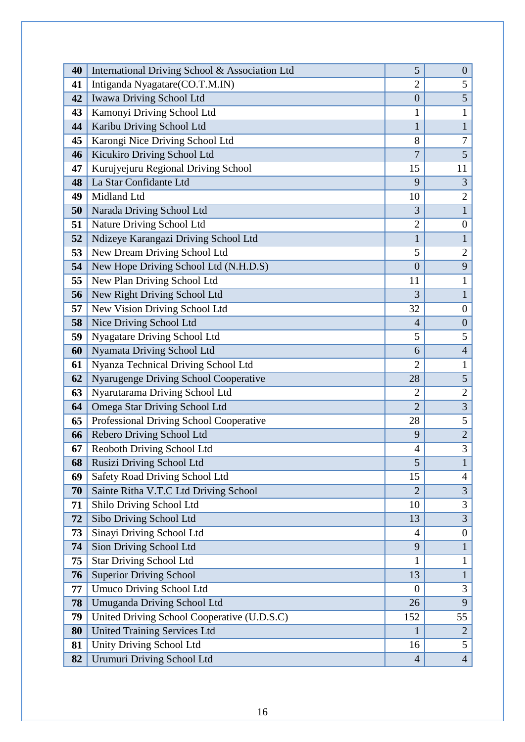| | | | |
|---|---|---|---|
| **40** | International Driving School & Association Ltd | 5 | 0 |
| **41** | Intiganda Nyagatare(CO.T.M.IN) | 2 | 5 |
| **42** | Iwawa Driving School Ltd | 0 | 5 |
| **43** | Kamonyi Driving School Ltd | 1 | 1 |
| **44** | Karibu Driving School Ltd | 1 | 1 |
| **45** | Karongi Nice Driving School Ltd | 8 | 7 |
| **46** | Kicukiro Driving School Ltd | 7 | 5 |
| **47** | Kurujyejuru Regional Driving School | 15 | 11 |
| **48** | La Star Confidante Ltd | 9 | 3 |
| **49** | Midland Ltd | 10 | 2 |
| **50** | Narada Driving School Ltd | 3 | 1 |
| **51** | Nature Driving School Ltd | 2 | 0 |
| **52** | Ndizeye Karangazi Driving School Ltd | 1 | 1 |
| **53** | New Dream Driving School Ltd | 5 | 2 |
| **54** | New Hope Driving School Ltd (N.H.D.S) | 0 | 9 |
| **55** | New Plan Driving School Ltd | 11 | 1 |
| **56** | New Right Driving School Ltd | 3 | 1 |
| **57** | New Vision Driving School Ltd | 32 | 0 |
| **58** | Nice Driving School Ltd | 4 | 0 |
| **59** | Nyagatare Driving School Ltd | 5 | 5 |
| **60** | Nyamata Driving School Ltd | 6 | 4 |
| **61** | Nyanza Technical Driving School Ltd | 2 | 1 |
| **62** | Nyarugenge Driving School Cooperative | 28 | 5 |
| **63** | Nyarutarama Driving School Ltd | 2 | 2 |
| **64** | Omega Star Driving School Ltd | 2 | 3 |
| **65** | Professional Driving School Cooperative | 28 | 5 |
| **66** | Rebero Driving School Ltd | 9 | 2 |
| **67** | Reoboth Driving School Ltd | 4 | 3 |
| **68** | Rusizi Driving School Ltd | 5 | 1 |
| **69** | Safety Road Driving School Ltd | 15 | 4 |
| **70** | Sainte Ritha V.T.C Ltd Driving School | 2 | 3 |
| **71** | Shilo Driving School Ltd | 10 | 3 |
| **72** | Sibo Driving School Ltd | 13 | 3 |
| **73** | Sinayi Driving School Ltd | 4 | 0 |
| **74** | Sion Driving School Ltd | 9 | 1 |
| **75** | Star Driving School Ltd | 1 | 1 |
| **76** | Superior Driving School | 13 | 1 |
| **77** | Umuco Driving School Ltd | 0 | 3 |
| **78** | Umuganda Driving School Ltd | 26 | 9 |
| **79** | United Driving School Cooperative (U.D.S.C) | 152 | 55 |
| **80** | United Training Services Ltd | 1 | 2 |
| **81** | Unity Driving School Ltd | 16 | 5 |
| **82** | Urumuri Driving School Ltd | 4 | 4 |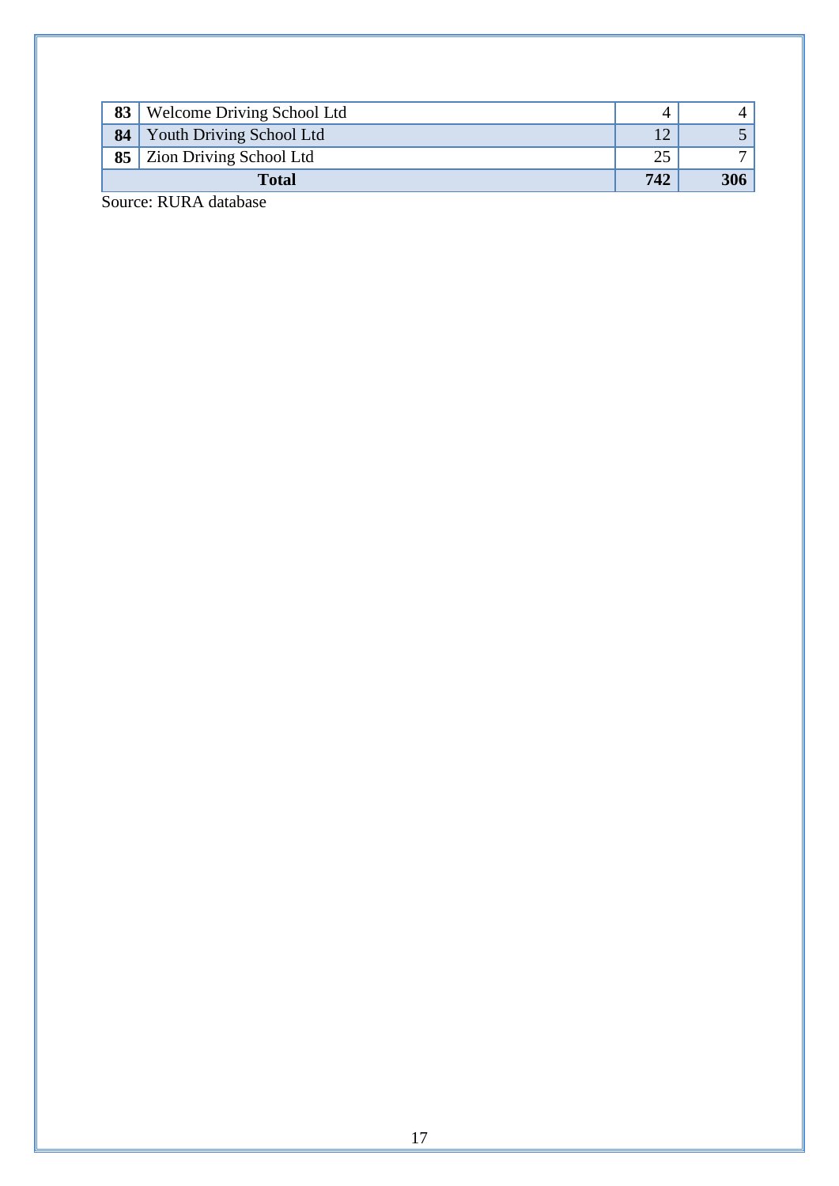| | | | |
|---|---|---|---|
| **83** | Welcome Driving School Ltd | 4 | 4 |
| **84** | Youth Driving School Ltd | 12 | 5 |
| **85** | Zion Driving School Ltd | 25 | 7 |
| **Total** | | **742** | **306** |

Source: RURA database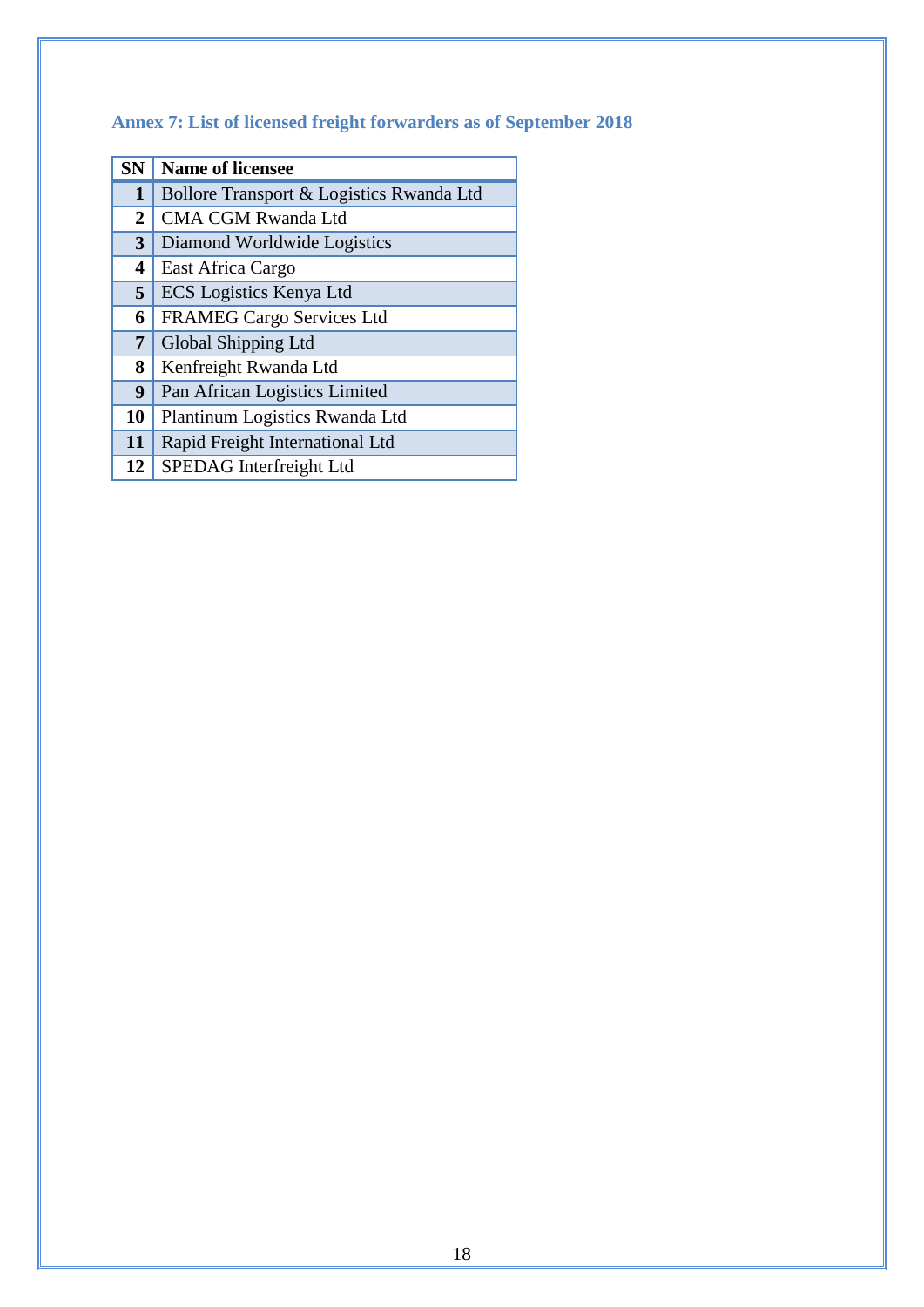## Annex 7: List of licensed freight forwarders as of September 2018

| SN | Name of licensee |
|---|---|
| 1 | Bollore Transport & Logistics Rwanda Ltd |
| 2 | CMA CGM Rwanda Ltd |
| 3 | Diamond Worldwide Logistics |
| 4 | East Africa Cargo |
| 5 | ECS Logistics Kenya Ltd |
| 6 | FRAMEG Cargo Services Ltd |
| 7 | Global Shipping Ltd |
| 8 | Kenfreight Rwanda Ltd |
| 9 | Pan African Logistics Limited |
| 10 | Plantinum Logistics Rwanda Ltd |
| 11 | Rapid Freight International Ltd |
| 12 | SPEDAG Interfreight Ltd |